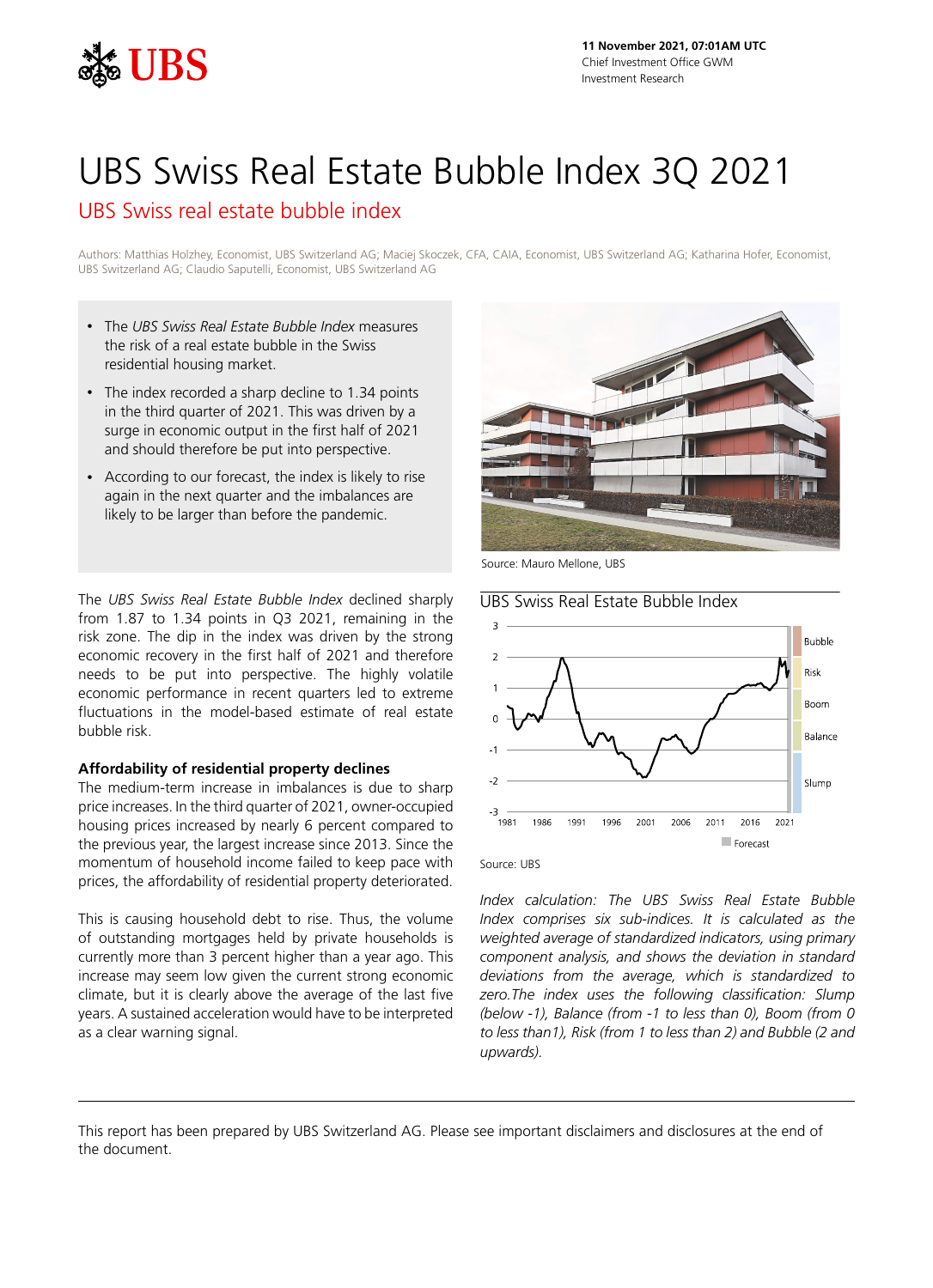11 November 2021, 07:01AM UTC
Chief Investment Office GWM
Investment Research

# UBS Swiss Real Estate Bubble Index 3Q 2021

## UBS Swiss real estate bubble index

Authors: Matthias Holzhey, Economist, UBS Switzerland AG; Maciej Skoczek, CFA, CAIA, Economist, UBS Switzerland AG; Katharina Hofer, Economist, UBS Switzerland AG; Claudio Saputelli, Economist, UBS Switzerland AG

- The *UBS Swiss Real Estate Bubble Index* measures the risk of a real estate bubble in the Swiss residential housing market.
- The index recorded a sharp decline to 1.34 points in the third quarter of 2021. This was driven by a surge in economic output in the first half of 2021 and should therefore be put into perspective.
- According to our forecast, the index is likely to rise again in the next quarter and the imbalances are likely to be larger than before the pandemic.

Source: Mauro Mellone, UBS

The *UBS Swiss Real Estate Bubble Index* declined sharply from 1.87 to 1.34 points in Q3 2021, remaining in the risk zone. The dip in the index was driven by the strong economic recovery in the first half of 2021 and therefore needs to be put into perspective. The highly volatile economic performance in recent quarters led to extreme fluctuations in the model-based estimate of real estate bubble risk.

### Affordability of residential property declines

The medium-term increase in imbalances is due to sharp price increases. In the third quarter of 2021, owner-occupied housing prices increased by nearly 6 percent compared to the previous year, the largest increase since 2013. Since the momentum of household income failed to keep pace with prices, the affordability of residential property deteriorated.

This is causing household debt to rise. Thus, the volume of outstanding mortgages held by private households is currently more than 3 percent higher than a year ago. This increase may seem low given the current strong economic climate, but it is clearly above the average of the last five years. A sustained acceleration would have to be interpreted as a clear warning signal.

UBS Swiss Real Estate Bubble Index

Source: UBS

*Index calculation: The UBS Swiss Real Estate Bubble Index comprises six sub-indices. It is calculated as the weighted average of standardized indicators, using primary component analysis, and shows the deviation in standard deviations from the average, which is standardized to zero.The index uses the following classification: Slump (below -1), Balance (from -1 to less than 0), Boom (from 0 to less than1), Risk (from 1 to less than 2) and Bubble (2 and upwards).*

This report has been prepared by UBS Switzerland AG. Please see important disclaimers and disclosures at the end of the document.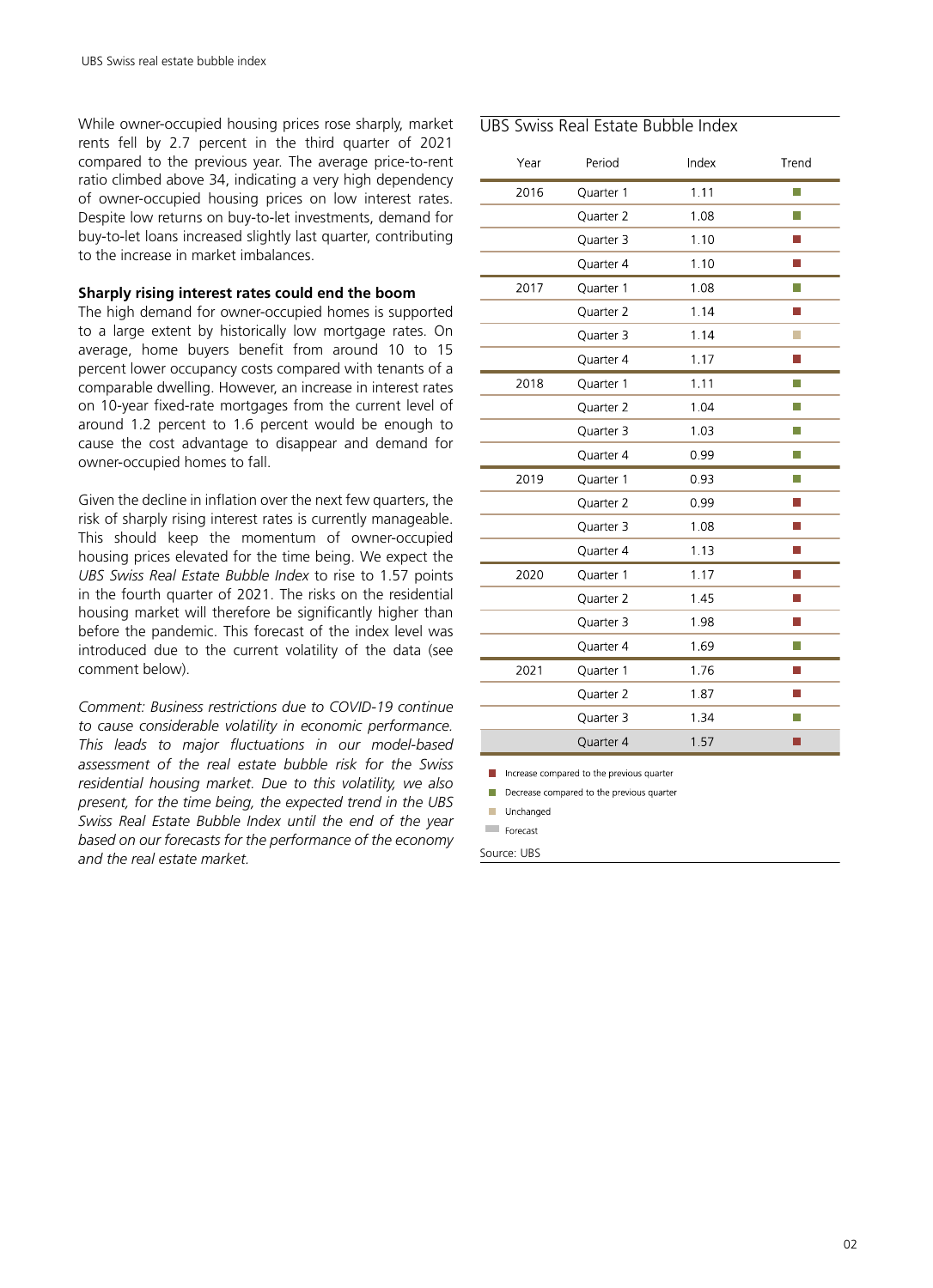While owner-occupied housing prices rose sharply, market rents fell by 2.7 percent in the third quarter of 2021 compared to the previous year. The average price-to-rent ratio climbed above 34, indicating a very high dependency of owner-occupied housing prices on low interest rates. Despite low returns on buy-to-let investments, demand for buy-to-let loans increased slightly last quarter, contributing to the increase in market imbalances.

**Sharply rising interest rates could end the boom**

The high demand for owner-occupied homes is supported to a large extent by historically low mortgage rates. On average, home buyers benefit from around 10 to 15 percent lower occupancy costs compared with tenants of a comparable dwelling. However, an increase in interest rates on 10-year fixed-rate mortgages from the current level of around 1.2 percent to 1.6 percent would be enough to cause the cost advantage to disappear and demand for owner-occupied homes to fall.

Given the decline in inflation over the next few quarters, the risk of sharply rising interest rates is currently manageable. This should keep the momentum of owner-occupied housing prices elevated for the time being. We expect the *UBS Swiss Real Estate Bubble Index* to rise to 1.57 points in the fourth quarter of 2021. The risks on the residential housing market will therefore be significantly higher than before the pandemic. This forecast of the index level was introduced due to the current volatility of the data (see comment below).

*Comment: Business restrictions due to COVID-19 continue to cause considerable volatility in economic performance. This leads to major fluctuations in our model-based assessment of the real estate bubble risk for the Swiss residential housing market. Due to this volatility, we also present, for the time being, the expected trend in the UBS Swiss Real Estate Bubble Index until the end of the year based on our forecasts for the performance of the economy and the real estate market.*

**UBS Swiss Real Estate Bubble Index**

| Year | Period | Index | Trend |
|---|---|---|---|
| 2016 | Quarter 1 | 1.11 | Decrease |
| | Quarter 2 | 1.08 | Decrease |
| | Quarter 3 | 1.10 | Increase |
| | Quarter 4 | 1.10 | Increase |
| 2017 | Quarter 1 | 1.08 | Decrease |
| | Quarter 2 | 1.14 | Increase |
| | Quarter 3 | 1.14 | Unchanged |
| | Quarter 4 | 1.17 | Increase |
| 2018 | Quarter 1 | 1.11 | Decrease |
| | Quarter 2 | 1.04 | Decrease |
| | Quarter 3 | 1.03 | Decrease |
| | Quarter 4 | 0.99 | Decrease |
| 2019 | Quarter 1 | 0.93 | Decrease |
| | Quarter 2 | 0.99 | Increase |
| | Quarter 3 | 1.08 | Increase |
| | Quarter 4 | 1.13 | Increase |
| 2020 | Quarter 1 | 1.17 | Increase |
| | Quarter 2 | 1.45 | Increase |
| | Quarter 3 | 1.98 | Increase |
| | Quarter 4 | 1.69 | Decrease |
| 2021 | Quarter 1 | 1.76 | Increase |
| | Quarter 2 | 1.87 | Increase |
| | Quarter 3 | 1.34 | Decrease |
| | Quarter 4 (Forecast) | 1.57 | Increase |

Increase compared to the previous quarter
Decrease compared to the previous quarter
Unchanged
Forecast

Source: UBS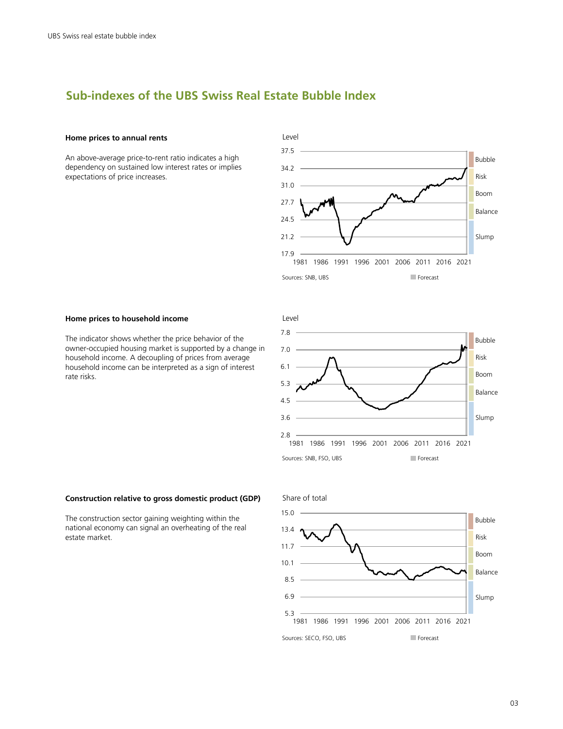## Sub-indexes of the UBS Swiss Real Estate Bubble Index

**Home prices to annual rents**

An above-average price-to-rent ratio indicates a high dependency on sustained low interest rates or implies expectations of price increases.

Level

Sources: SNB, UBS

Forecast

**Home prices to household income**

The indicator shows whether the price behavior of the owner-occupied housing market is supported by a change in household income. A decoupling of prices from average household income can be interpreted as a sign of interest rate risks.

Level

Sources: SNB, FSO, UBS

Forecast

**Construction relative to gross domestic product (GDP)**

The construction sector gaining weighting within the national economy can signal an overheating of the real estate market.

Share of total

Sources: SECO, FSO, UBS

Forecast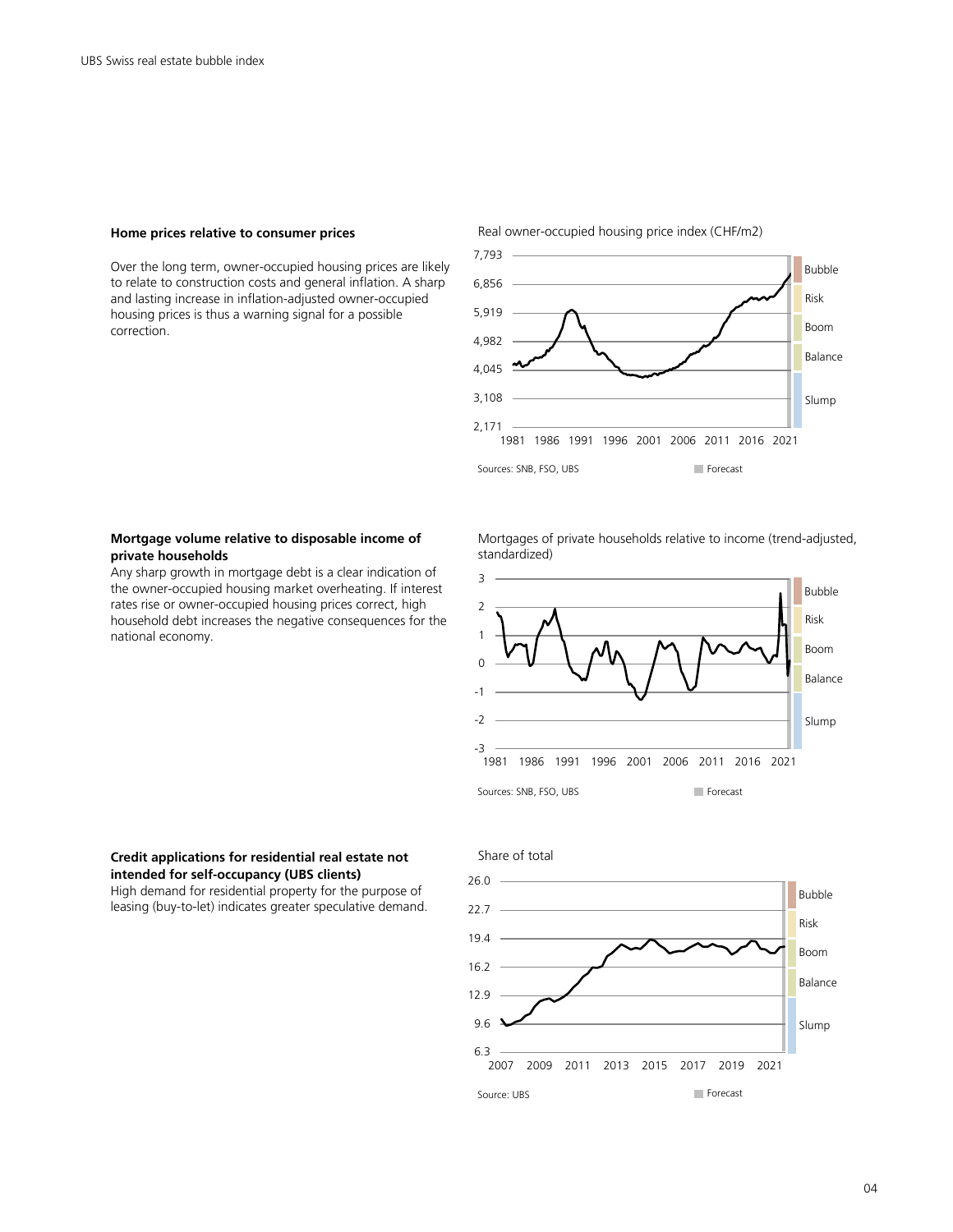### Home prices relative to consumer prices

Over the long term, owner-occupied housing prices are likely to relate to construction costs and general inflation. A sharp and lasting increase in inflation-adjusted owner-occupied housing prices is thus a warning signal for a possible correction.

Real owner-occupied housing price index (CHF/m2)

Sources: SNB, FSO, UBS

### Mortgage volume relative to disposable income of private households

Any sharp growth in mortgage debt is a clear indication of the owner-occupied housing market overheating. If interest rates rise or owner-occupied housing prices correct, high household debt increases the negative consequences for the national economy.

Mortgages of private households relative to income (trend-adjusted, standardized)

Sources: SNB, FSO, UBS

### Credit applications for residential real estate not intended for self-occupancy (UBS clients)

High demand for residential property for the purpose of leasing (buy-to-let) indicates greater speculative demand.

Share of total

Source: UBS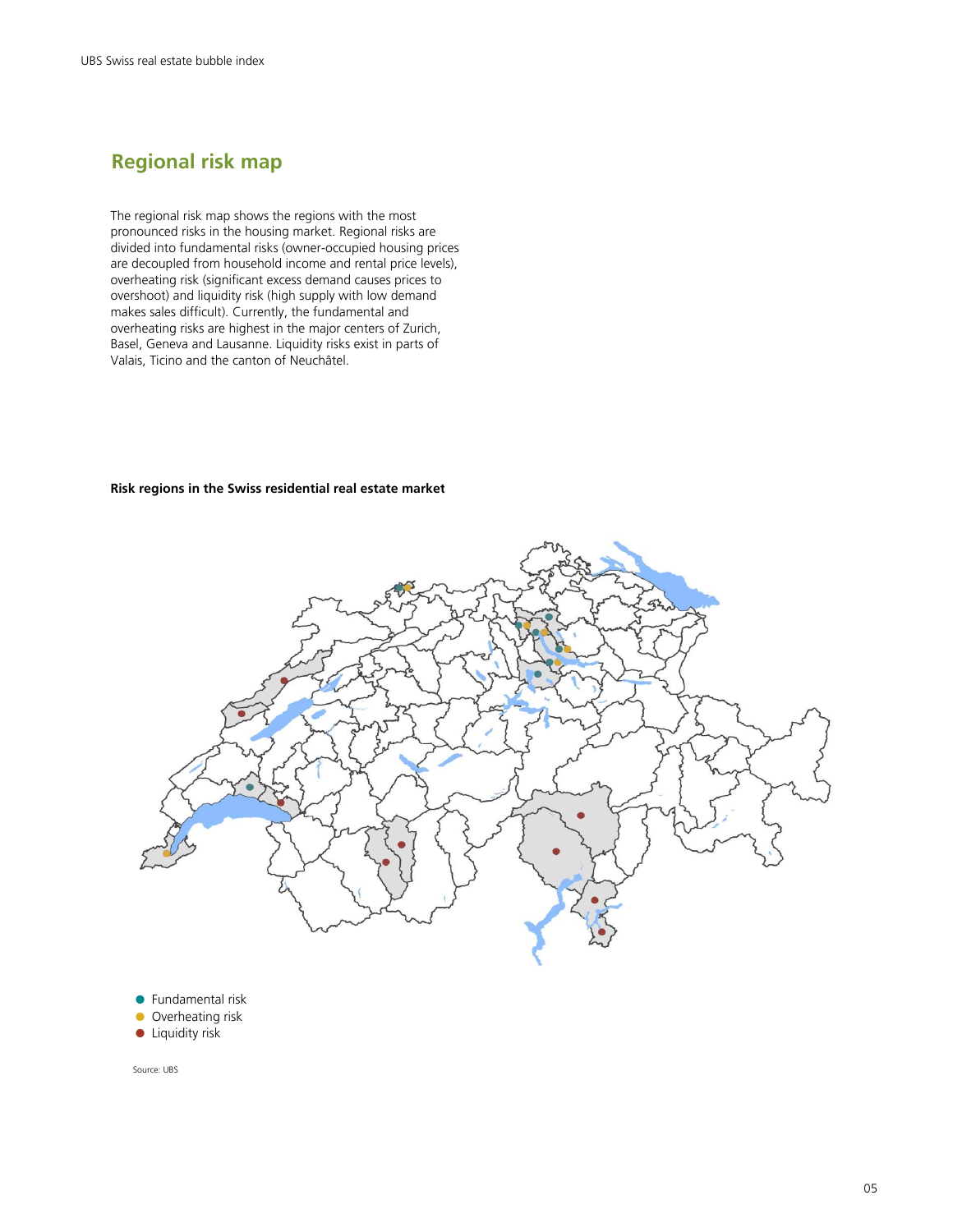## Regional risk map

The regional risk map shows the regions with the most pronounced risks in the housing market. Regional risks are divided into fundamental risks (owner-occupied housing prices are decoupled from household income and rental price levels), overheating risk (significant excess demand causes prices to overshoot) and liquidity risk (high supply with low demand makes sales difficult). Currently, the fundamental and overheating risks are highest in the major centers of Zurich, Basel, Geneva and Lausanne. Liquidity risks exist in parts of Valais, Ticino and the canton of Neuchâtel.

**Risk regions in the Swiss residential real estate market**

- Fundamental risk
- Overheating risk
- Liquidity risk

Source: UBS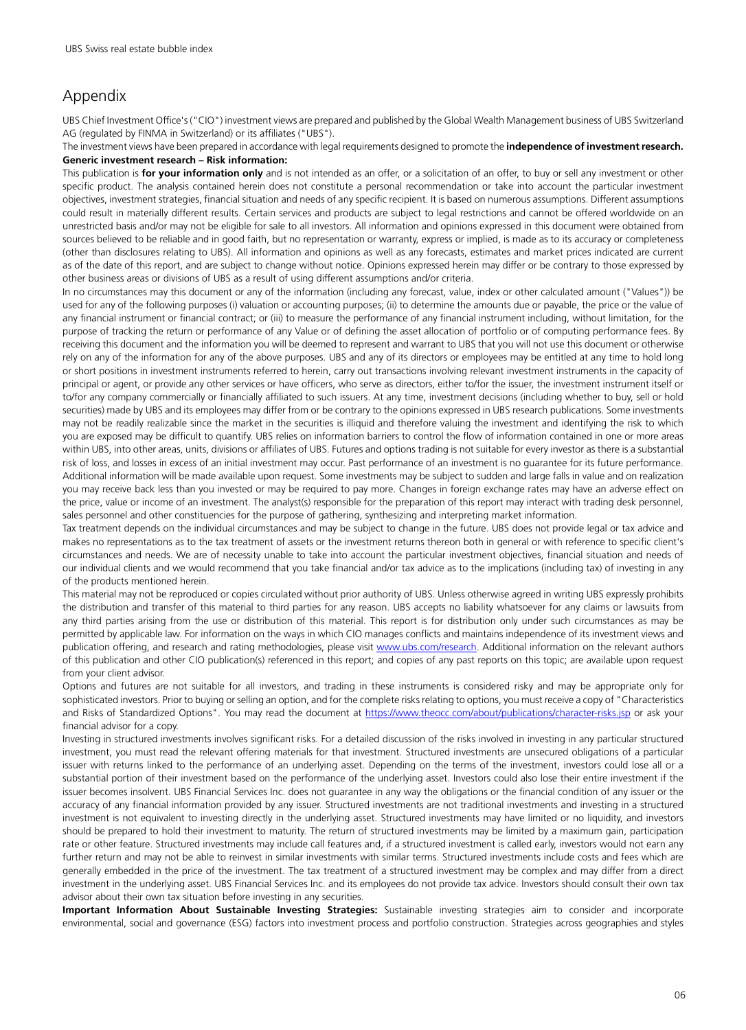## Appendix

UBS Chief Investment Office's ("CIO") investment views are prepared and published by the Global Wealth Management business of UBS Switzerland AG (regulated by FINMA in Switzerland) or its affiliates ("UBS").

The investment views have been prepared in accordance with legal requirements designed to promote the **independence of investment research.**

**Generic investment research – Risk information:**

This publication is **for your information only** and is not intended as an offer, or a solicitation of an offer, to buy or sell any investment or other specific product. The analysis contained herein does not constitute a personal recommendation or take into account the particular investment objectives, investment strategies, financial situation and needs of any specific recipient. It is based on numerous assumptions. Different assumptions could result in materially different results. Certain services and products are subject to legal restrictions and cannot be offered worldwide on an unrestricted basis and/or may not be eligible for sale to all investors. All information and opinions expressed in this document were obtained from sources believed to be reliable and in good faith, but no representation or warranty, express or implied, is made as to its accuracy or completeness (other than disclosures relating to UBS). All information and opinions as well as any forecasts, estimates and market prices indicated are current as of the date of this report, and are subject to change without notice. Opinions expressed herein may differ or be contrary to those expressed by other business areas or divisions of UBS as a result of using different assumptions and/or criteria.

In no circumstances may this document or any of the information (including any forecast, value, index or other calculated amount ("Values")) be used for any of the following purposes (i) valuation or accounting purposes; (ii) to determine the amounts due or payable, the price or the value of any financial instrument or financial contract; or (iii) to measure the performance of any financial instrument including, without limitation, for the purpose of tracking the return or performance of any Value or of defining the asset allocation of portfolio or of computing performance fees. By receiving this document and the information you will be deemed to represent and warrant to UBS that you will not use this document or otherwise rely on any of the information for any of the above purposes. UBS and any of its directors or employees may be entitled at any time to hold long or short positions in investment instruments referred to herein, carry out transactions involving relevant investment instruments in the capacity of principal or agent, or provide any other services or have officers, who serve as directors, either to/for the issuer, the investment instrument itself or to/for any company commercially or financially affiliated to such issuers. At any time, investment decisions (including whether to buy, sell or hold securities) made by UBS and its employees may differ from or be contrary to the opinions expressed in UBS research publications. Some investments may not be readily realizable since the market in the securities is illiquid and therefore valuing the investment and identifying the risk to which you are exposed may be difficult to quantify. UBS relies on information barriers to control the flow of information contained in one or more areas within UBS, into other areas, units, divisions or affiliates of UBS. Futures and options trading is not suitable for every investor as there is a substantial risk of loss, and losses in excess of an initial investment may occur. Past performance of an investment is no guarantee for its future performance. Additional information will be made available upon request. Some investments may be subject to sudden and large falls in value and on realization you may receive back less than you invested or may be required to pay more. Changes in foreign exchange rates may have an adverse effect on the price, value or income of an investment. The analyst(s) responsible for the preparation of this report may interact with trading desk personnel, sales personnel and other constituencies for the purpose of gathering, synthesizing and interpreting market information.

Tax treatment depends on the individual circumstances and may be subject to change in the future. UBS does not provide legal or tax advice and makes no representations as to the tax treatment of assets or the investment returns thereon both in general or with reference to specific client's circumstances and needs. We are of necessity unable to take into account the particular investment objectives, financial situation and needs of our individual clients and we would recommend that you take financial and/or tax advice as to the implications (including tax) of investing in any of the products mentioned herein.

This material may not be reproduced or copies circulated without prior authority of UBS. Unless otherwise agreed in writing UBS expressly prohibits the distribution and transfer of this material to third parties for any reason. UBS accepts no liability whatsoever for any claims or lawsuits from any third parties arising from the use or distribution of this material. This report is for distribution only under such circumstances as may be permitted by applicable law. For information on the ways in which CIO manages conflicts and maintains independence of its investment views and publication offering, and research and rating methodologies, please visit www.ubs.com/research. Additional information on the relevant authors of this publication and other CIO publication(s) referenced in this report; and copies of any past reports on this topic; are available upon request from your client advisor.

Options and futures are not suitable for all investors, and trading in these instruments is considered risky and may be appropriate only for sophisticated investors. Prior to buying or selling an option, and for the complete risks relating to options, you must receive a copy of "Characteristics and Risks of Standardized Options". You may read the document at https://www.theocc.com/about/publications/character-risks.jsp or ask your financial advisor for a copy.

Investing in structured investments involves significant risks. For a detailed discussion of the risks involved in investing in any particular structured investment, you must read the relevant offering materials for that investment. Structured investments are unsecured obligations of a particular issuer with returns linked to the performance of an underlying asset. Depending on the terms of the investment, investors could lose all or a substantial portion of their investment based on the performance of the underlying asset. Investors could also lose their entire investment if the issuer becomes insolvent. UBS Financial Services Inc. does not guarantee in any way the obligations or the financial condition of any issuer or the accuracy of any financial information provided by any issuer. Structured investments are not traditional investments and investing in a structured investment is not equivalent to investing directly in the underlying asset. Structured investments may have limited or no liquidity, and investors should be prepared to hold their investment to maturity. The return of structured investments may be limited by a maximum gain, participation rate or other feature. Structured investments may include call features and, if a structured investment is called early, investors would not earn any further return and may not be able to reinvest in similar investments with similar terms. Structured investments include costs and fees which are generally embedded in the price of the investment. The tax treatment of a structured investment may be complex and may differ from a direct investment in the underlying asset. UBS Financial Services Inc. and its employees do not provide tax advice. Investors should consult their own tax advisor about their own tax situation before investing in any securities.

**Important Information About Sustainable Investing Strategies:** Sustainable investing strategies aim to consider and incorporate environmental, social and governance (ESG) factors into investment process and portfolio construction. Strategies across geographies and styles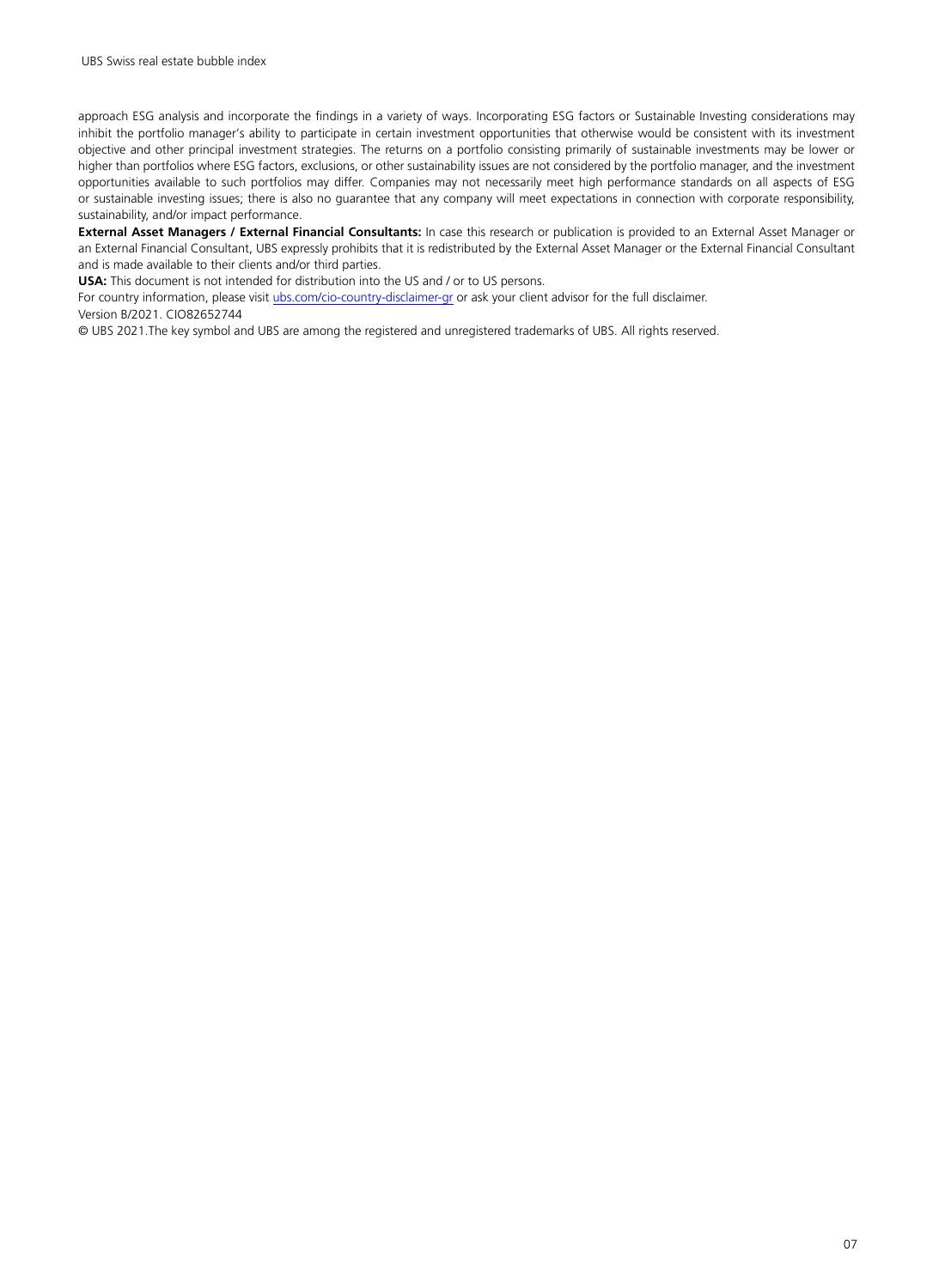approach ESG analysis and incorporate the findings in a variety of ways. Incorporating ESG factors or Sustainable Investing considerations may inhibit the portfolio manager's ability to participate in certain investment opportunities that otherwise would be consistent with its investment objective and other principal investment strategies. The returns on a portfolio consisting primarily of sustainable investments may be lower or higher than portfolios where ESG factors, exclusions, or other sustainability issues are not considered by the portfolio manager, and the investment opportunities available to such portfolios may differ. Companies may not necessarily meet high performance standards on all aspects of ESG or sustainable investing issues; there is also no guarantee that any company will meet expectations in connection with corporate responsibility, sustainability, and/or impact performance.

**External Asset Managers / External Financial Consultants:** In case this research or publication is provided to an External Asset Manager or an External Financial Consultant, UBS expressly prohibits that it is redistributed by the External Asset Manager or the External Financial Consultant and is made available to their clients and/or third parties.

**USA:** This document is not intended for distribution into the US and / or to US persons.

For country information, please visit ubs.com/cio-country-disclaimer-gr or ask your client advisor for the full disclaimer.

Version B/2021. CIO82652744

© UBS 2021.The key symbol and UBS are among the registered and unregistered trademarks of UBS. All rights reserved.